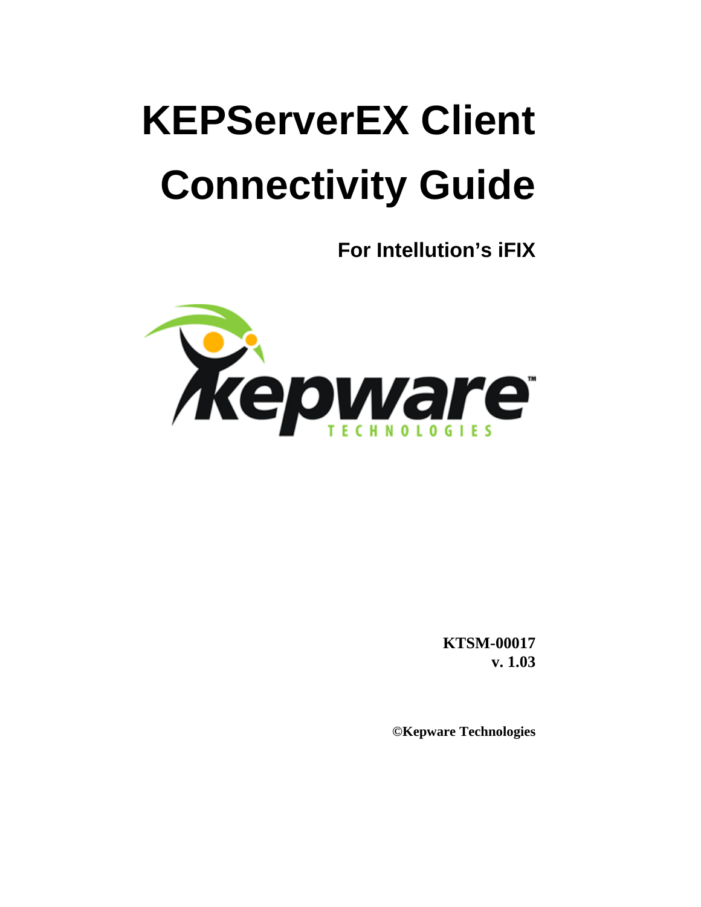# KEPServerEX Client Connectivity Guide

## For Intellution's iFIX

**KTSM-00017**
**v. 1.03**

**©Kepware Technologies**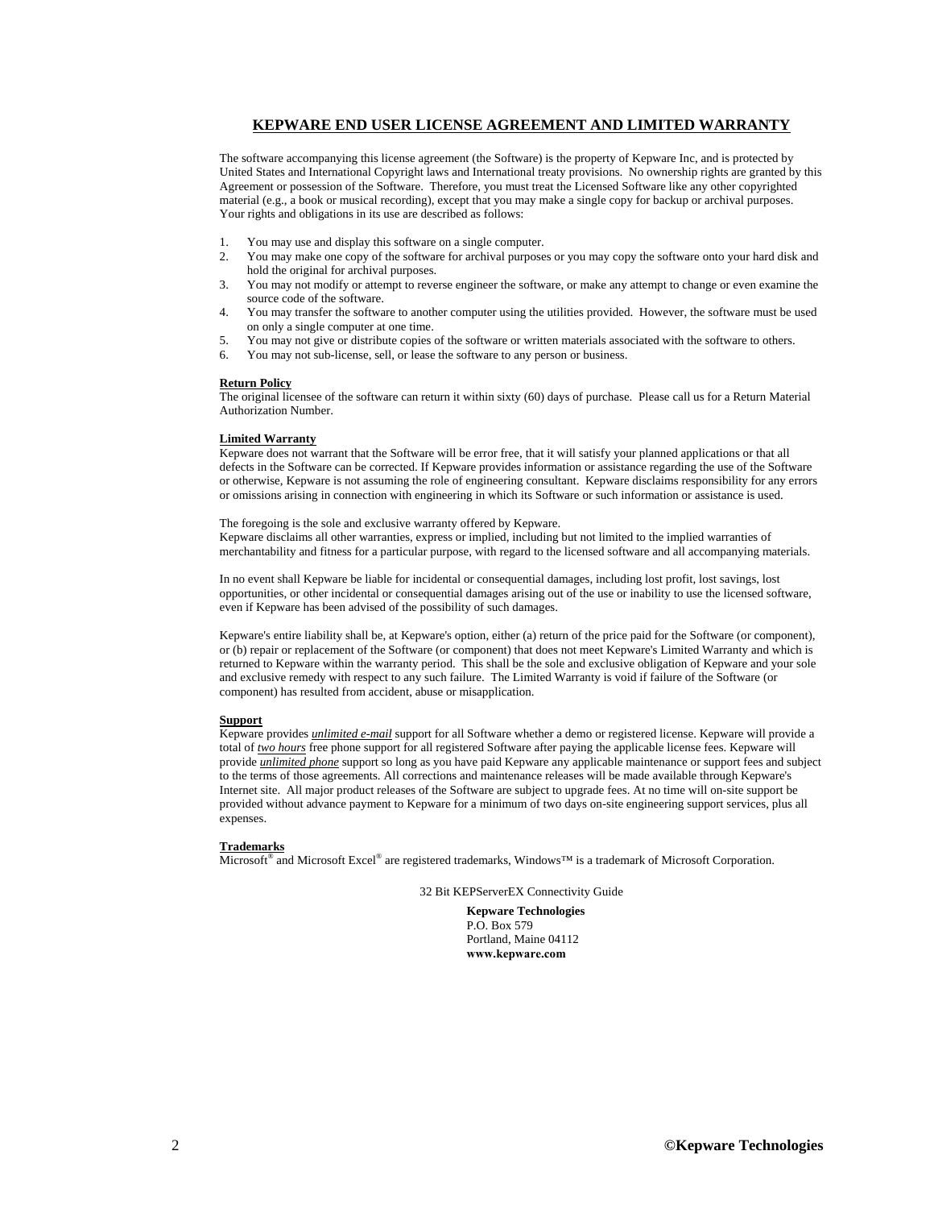# KEPWARE END USER LICENSE AGREEMENT AND LIMITED WARRANTY

The software accompanying this license agreement (the Software) is the property of Kepware Inc, and is protected by United States and International Copyright laws and International treaty provisions. No ownership rights are granted by this Agreement or possession of the Software. Therefore, you must treat the Licensed Software like any other copyrighted material (e.g., a book or musical recording), except that you may make a single copy for backup or archival purposes. Your rights and obligations in its use are described as follows:

1. You may use and display this software on a single computer.
2. You may make one copy of the software for archival purposes or you may copy the software onto your hard disk and hold the original for archival purposes.
3. You may not modify or attempt to reverse engineer the software, or make any attempt to change or even examine the source code of the software.
4. You may transfer the software to another computer using the utilities provided. However, the software must be used on only a single computer at one time.
5. You may not give or distribute copies of the software or written materials associated with the software to others.
6. You may not sub-license, sell, or lease the software to any person or business.

**Return Policy**

The original licensee of the software can return it within sixty (60) days of purchase. Please call us for a Return Material Authorization Number.

**Limited Warranty**

Kepware does not warrant that the Software will be error free, that it will satisfy your planned applications or that all defects in the Software can be corrected. If Kepware provides information or assistance regarding the use of the Software or otherwise, Kepware is not assuming the role of engineering consultant. Kepware disclaims responsibility for any errors or omissions arising in connection with engineering in which its Software or such information or assistance is used.

The foregoing is the sole and exclusive warranty offered by Kepware.
Kepware disclaims all other warranties, express or implied, including but not limited to the implied warranties of merchantability and fitness for a particular purpose, with regard to the licensed software and all accompanying materials.

In no event shall Kepware be liable for incidental or consequential damages, including lost profit, lost savings, lost opportunities, or other incidental or consequential damages arising out of the use or inability to use the licensed software, even if Kepware has been advised of the possibility of such damages.

Kepware's entire liability shall be, at Kepware's option, either (a) return of the price paid for the Software (or component), or (b) repair or replacement of the Software (or component) that does not meet Kepware's Limited Warranty and which is returned to Kepware within the warranty period. This shall be the sole and exclusive obligation of Kepware and your sole and exclusive remedy with respect to any such failure. The Limited Warranty is void if failure of the Software (or component) has resulted from accident, abuse or misapplication.

**Support**

Kepware provides ***unlimited e-mail*** support for all Software whether a demo or registered license. Kepware will provide a total of ***two hours*** free phone support for all registered Software after paying the applicable license fees. Kepware will provide ***unlimited phone*** support so long as you have paid Kepware any applicable maintenance or support fees and subject to the terms of those agreements. All corrections and maintenance releases will be made available through Kepware's Internet site. All major product releases of the Software are subject to upgrade fees. At no time will on-site support be provided without advance payment to Kepware for a minimum of two days on-site engineering support services, plus all expenses.

**Trademarks**

Microsoft® and Microsoft Excel® are registered trademarks, Windows™ is a trademark of Microsoft Corporation.

32 Bit KEPServerEX Connectivity Guide

**Kepware Technologies**
P.O. Box 579
Portland, Maine 04112
**www.kepware.com**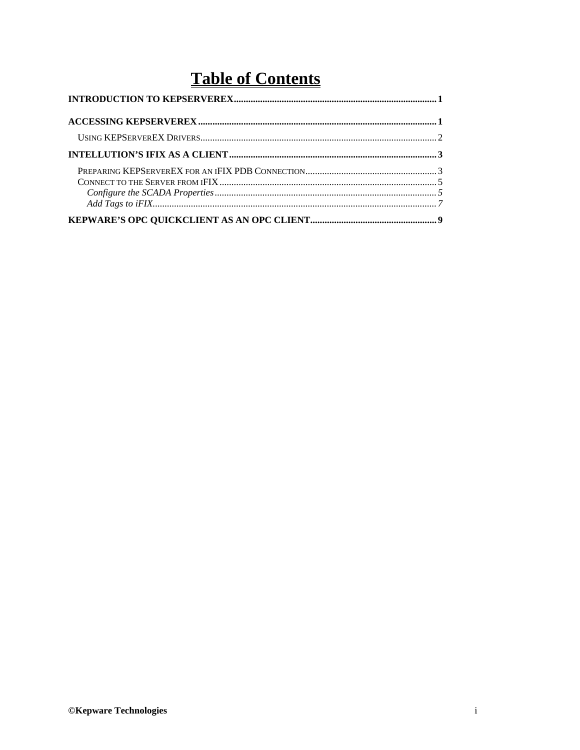# Table of Contents

**INTRODUCTION TO KEPSERVEREX** .......... **1**

**ACCESSING KEPSERVEREX** .......... **1**

- USING KEPSERVEREX DRIVERS .......... 2

**INTELLUTION'S IFIX AS A CLIENT** .......... **3**

- PREPARING KEPSERVEREX FOR AN IFIX PDB CONNECTION .......... 3
- CONNECT TO THE SERVER FROM IFIX .......... 5
  - *Configure the SCADA Properties* .......... *5*
  - *Add Tags to iFIX* .......... *7*

**KEPWARE'S OPC QUICKCLIENT AS AN OPC CLIENT** .......... **9**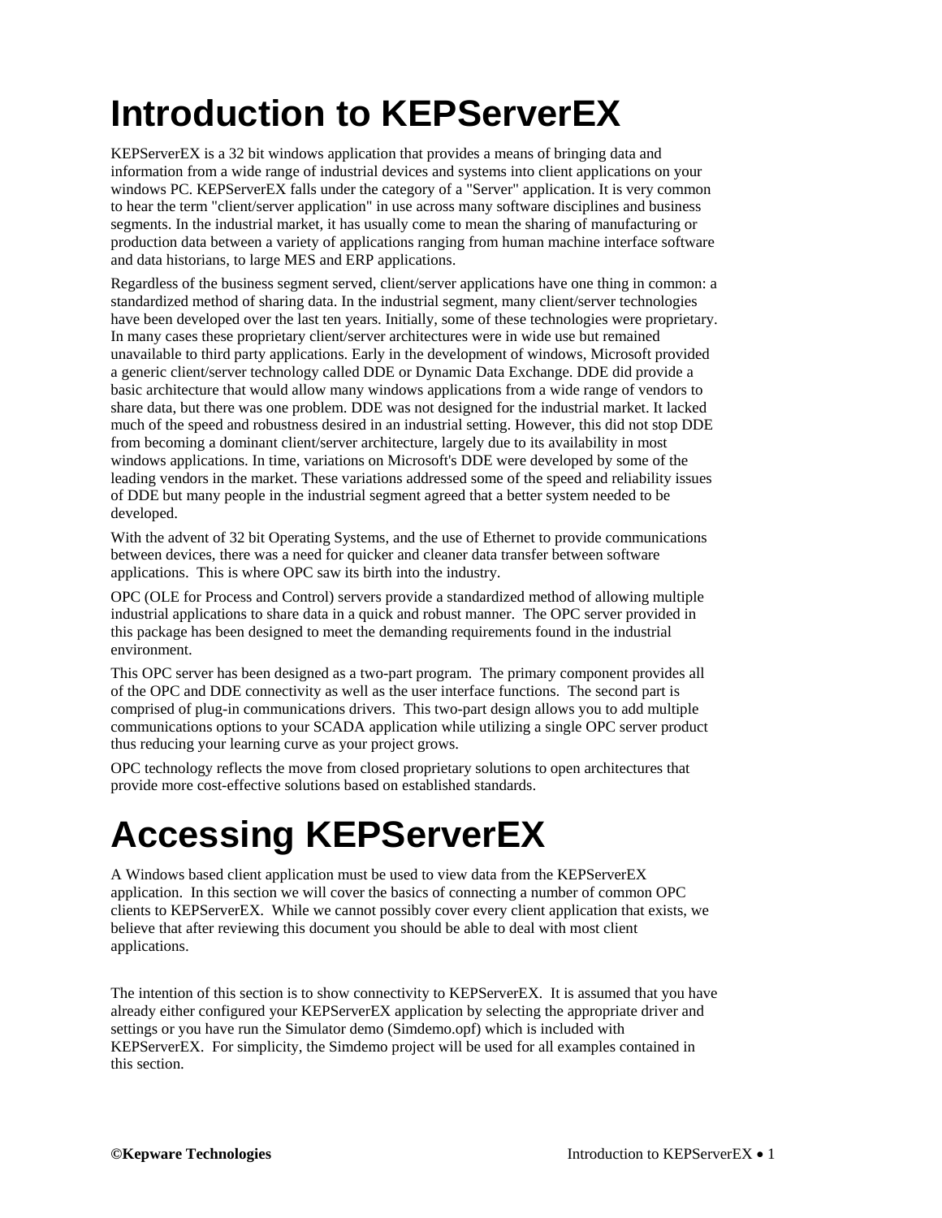# Introduction to KEPServerEX

KEPServerEX is a 32 bit windows application that provides a means of bringing data and information from a wide range of industrial devices and systems into client applications on your windows PC. KEPServerEX falls under the category of a "Server" application. It is very common to hear the term "client/server application" in use across many software disciplines and business segments. In the industrial market, it has usually come to mean the sharing of manufacturing or production data between a variety of applications ranging from human machine interface software and data historians, to large MES and ERP applications.

Regardless of the business segment served, client/server applications have one thing in common: a standardized method of sharing data. In the industrial segment, many client/server technologies have been developed over the last ten years. Initially, some of these technologies were proprietary. In many cases these proprietary client/server architectures were in wide use but remained unavailable to third party applications. Early in the development of windows, Microsoft provided a generic client/server technology called DDE or Dynamic Data Exchange. DDE did provide a basic architecture that would allow many windows applications from a wide range of vendors to share data, but there was one problem. DDE was not designed for the industrial market. It lacked much of the speed and robustness desired in an industrial setting. However, this did not stop DDE from becoming a dominant client/server architecture, largely due to its availability in most windows applications. In time, variations on Microsoft's DDE were developed by some of the leading vendors in the market. These variations addressed some of the speed and reliability issues of DDE but many people in the industrial segment agreed that a better system needed to be developed.

With the advent of 32 bit Operating Systems, and the use of Ethernet to provide communications between devices, there was a need for quicker and cleaner data transfer between software applications. This is where OPC saw its birth into the industry.

OPC (OLE for Process and Control) servers provide a standardized method of allowing multiple industrial applications to share data in a quick and robust manner. The OPC server provided in this package has been designed to meet the demanding requirements found in the industrial environment.

This OPC server has been designed as a two-part program. The primary component provides all of the OPC and DDE connectivity as well as the user interface functions. The second part is comprised of plug-in communications drivers. This two-part design allows you to add multiple communications options to your SCADA application while utilizing a single OPC server product thus reducing your learning curve as your project grows.

OPC technology reflects the move from closed proprietary solutions to open architectures that provide more cost-effective solutions based on established standards.

# Accessing KEPServerEX

A Windows based client application must be used to view data from the KEPServerEX application. In this section we will cover the basics of connecting a number of common OPC clients to KEPServerEX. While we cannot possibly cover every client application that exists, we believe that after reviewing this document you should be able to deal with most client applications.

The intention of this section is to show connectivity to KEPServerEX. It is assumed that you have already either configured your KEPServerEX application by selecting the appropriate driver and settings or you have run the Simulator demo (Simdemo.opf) which is included with KEPServerEX. For simplicity, the Simdemo project will be used for all examples contained in this section.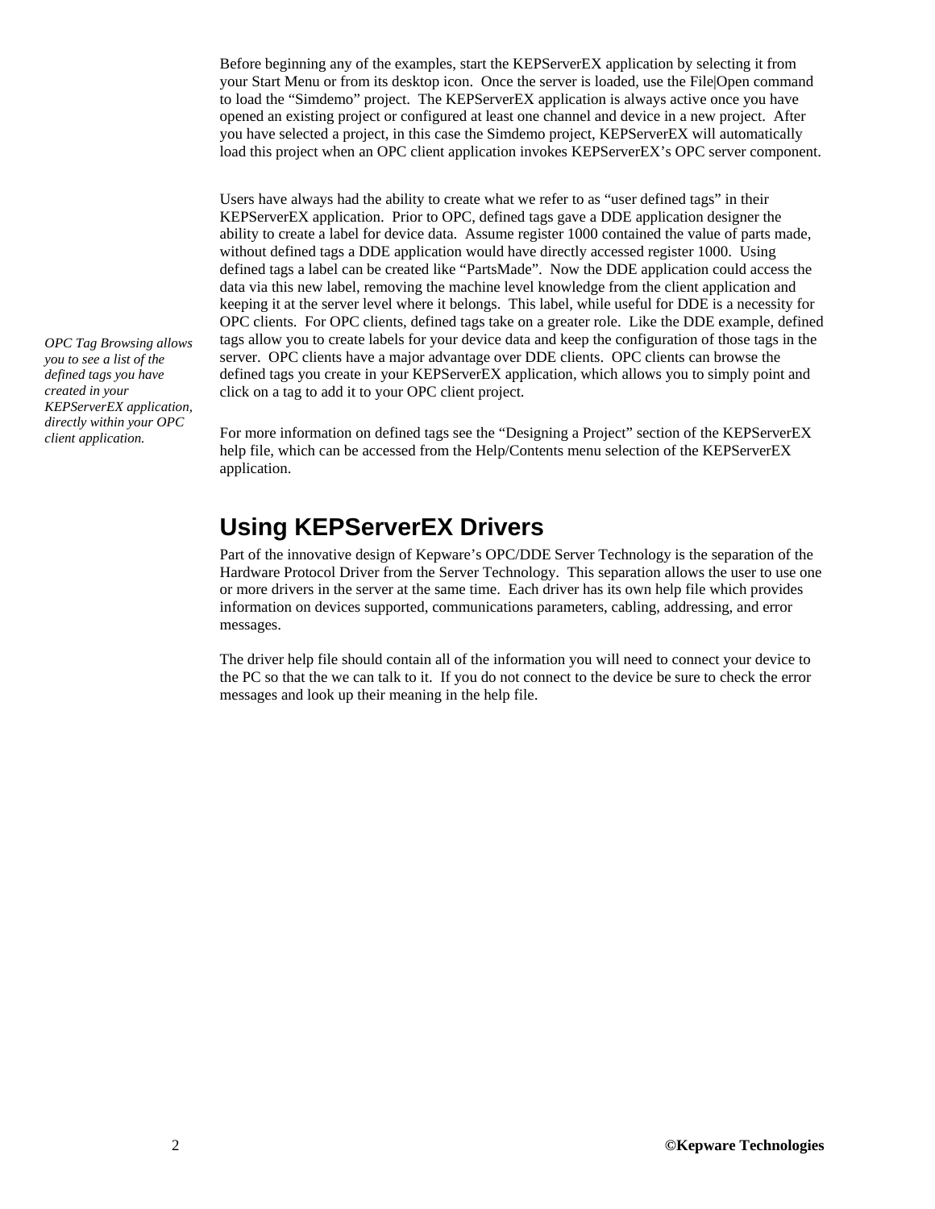Before beginning any of the examples, start the KEPServerEX application by selecting it from your Start Menu or from its desktop icon. Once the server is loaded, use the File|Open command to load the "Simdemo" project. The KEPServerEX application is always active once you have opened an existing project or configured at least one channel and device in a new project. After you have selected a project, in this case the Simdemo project, KEPServerEX will automatically load this project when an OPC client application invokes KEPServerEX's OPC server component.

Users have always had the ability to create what we refer to as "user defined tags" in their KEPServerEX application. Prior to OPC, defined tags gave a DDE application designer the ability to create a label for device data. Assume register 1000 contained the value of parts made, without defined tags a DDE application would have directly accessed register 1000. Using defined tags a label can be created like "PartsMade". Now the DDE application could access the data via this new label, removing the machine level knowledge from the client application and keeping it at the server level where it belongs. This label, while useful for DDE is a necessity for OPC clients. For OPC clients, defined tags take on a greater role. Like the DDE example, defined tags allow you to create labels for your device data and keep the configuration of those tags in the server. OPC clients have a major advantage over DDE clients. OPC clients can browse the defined tags you create in your KEPServerEX application, which allows you to simply point and click on a tag to add it to your OPC client project.

*OPC Tag Browsing allows you to see a list of the defined tags you have created in your KEPServerEX application, directly within your OPC client application.*

For more information on defined tags see the "Designing a Project" section of the KEPServerEX help file, which can be accessed from the Help/Contents menu selection of the KEPServerEX application.

## Using KEPServerEX Drivers

Part of the innovative design of Kepware's OPC/DDE Server Technology is the separation of the Hardware Protocol Driver from the Server Technology. This separation allows the user to use one or more drivers in the server at the same time. Each driver has its own help file which provides information on devices supported, communications parameters, cabling, addressing, and error messages.

The driver help file should contain all of the information you will need to connect your device to the PC so that the we can talk to it. If you do not connect to the device be sure to check the error messages and look up their meaning in the help file.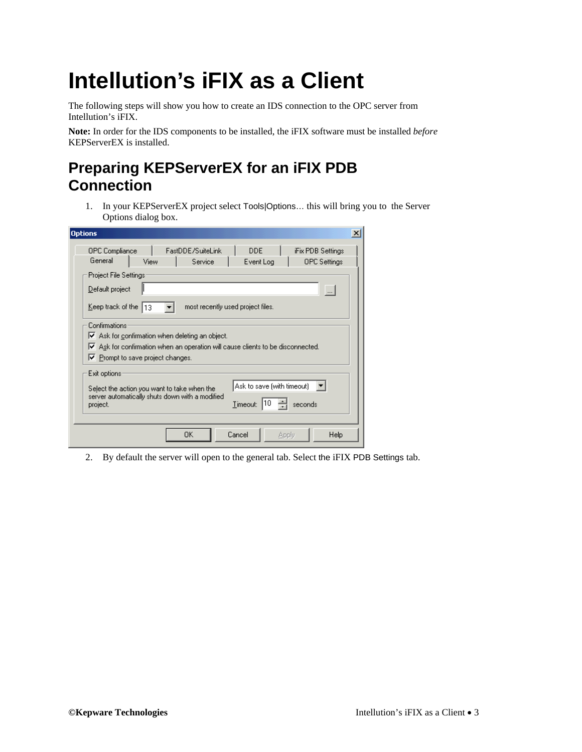# Intellution's iFIX as a Client

The following steps will show you how to create an IDS connection to the OPC server from Intellution's iFIX.

**Note:** In order for the IDS components to be installed, the iFIX software must be installed *before* KEPServerEX is installed.

## Preparing KEPServerEX for an iFIX PDB Connection

1. In your KEPServerEX project select Tools|Options… this will bring you to the Server Options dialog box.

2. By default the server will open to the general tab. Select the iFIX PDB Settings tab.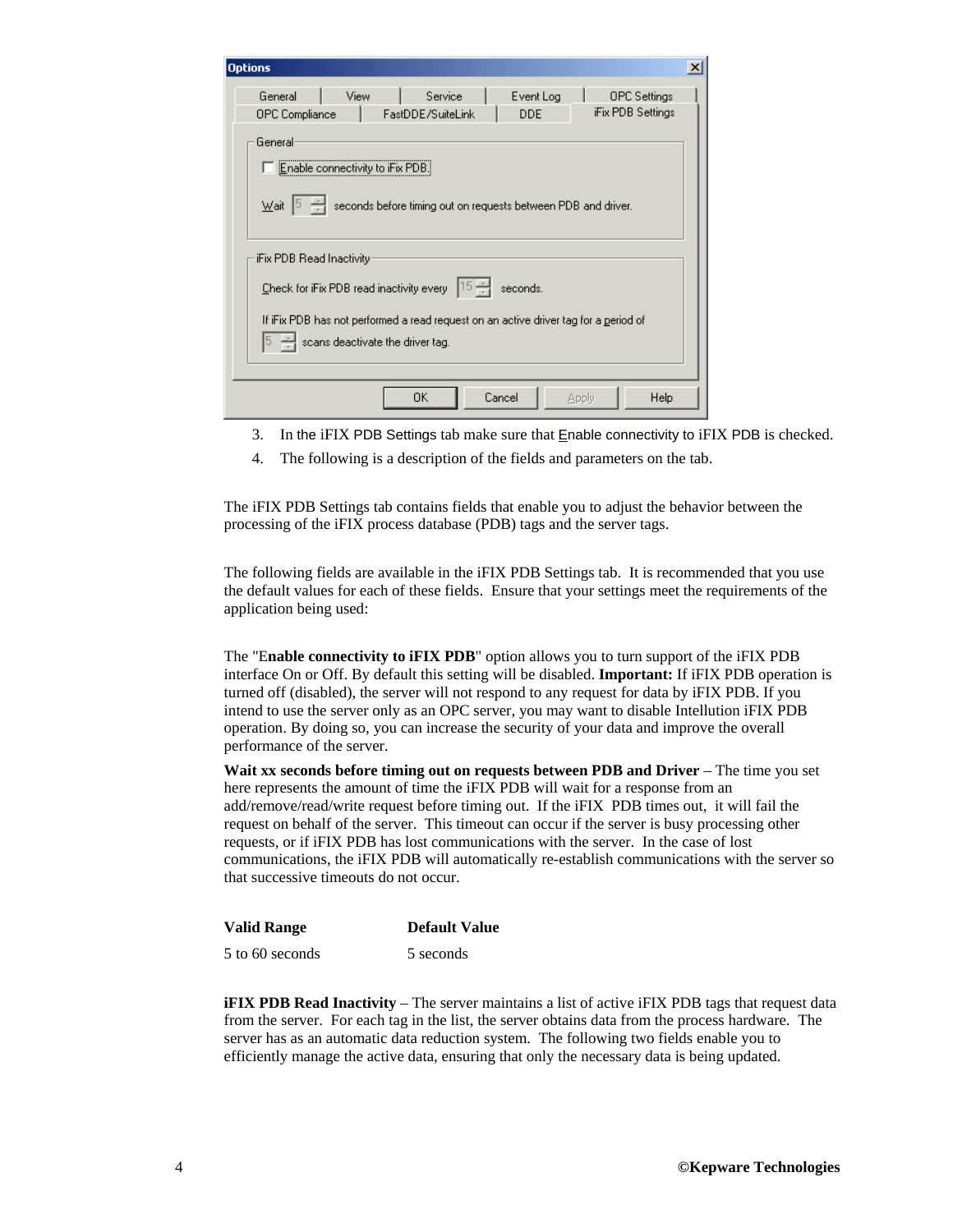3. In the iFIX PDB Settings tab make sure that Enable connectivity to iFIX PDB is checked.
4. The following is a description of the fields and parameters on the tab.

The iFIX PDB Settings tab contains fields that enable you to adjust the behavior between the processing of the iFIX process database (PDB) tags and the server tags.

The following fields are available in the iFIX PDB Settings tab. It is recommended that you use the default values for each of these fields. Ensure that your settings meet the requirements of the application being used:

The "**Enable connectivity to iFIX PDB**" option allows you to turn support of the iFIX PDB interface On or Off. By default this setting will be disabled. **Important:** If iFIX PDB operation is turned off (disabled), the server will not respond to any request for data by iFIX PDB. If you intend to use the server only as an OPC server, you may want to disable Intellution iFIX PDB operation. By doing so, you can increase the security of your data and improve the overall performance of the server.

**Wait xx seconds before timing out on requests between PDB and Driver** – The time you set here represents the amount of time the iFIX PDB will wait for a response from an add/remove/read/write request before timing out. If the iFIX PDB times out, it will fail the request on behalf of the server. This timeout can occur if the server is busy processing other requests, or if iFIX PDB has lost communications with the server. In the case of lost communications, the iFIX PDB will automatically re-establish communications with the server so that successive timeouts do not occur.

| Valid Range | Default Value |
|---|---|
| 5 to 60 seconds | 5 seconds |

**iFIX PDB Read Inactivity** – The server maintains a list of active iFIX PDB tags that request data from the server. For each tag in the list, the server obtains data from the process hardware. The server has as an automatic data reduction system. The following two fields enable you to efficiently manage the active data, ensuring that only the necessary data is being updated.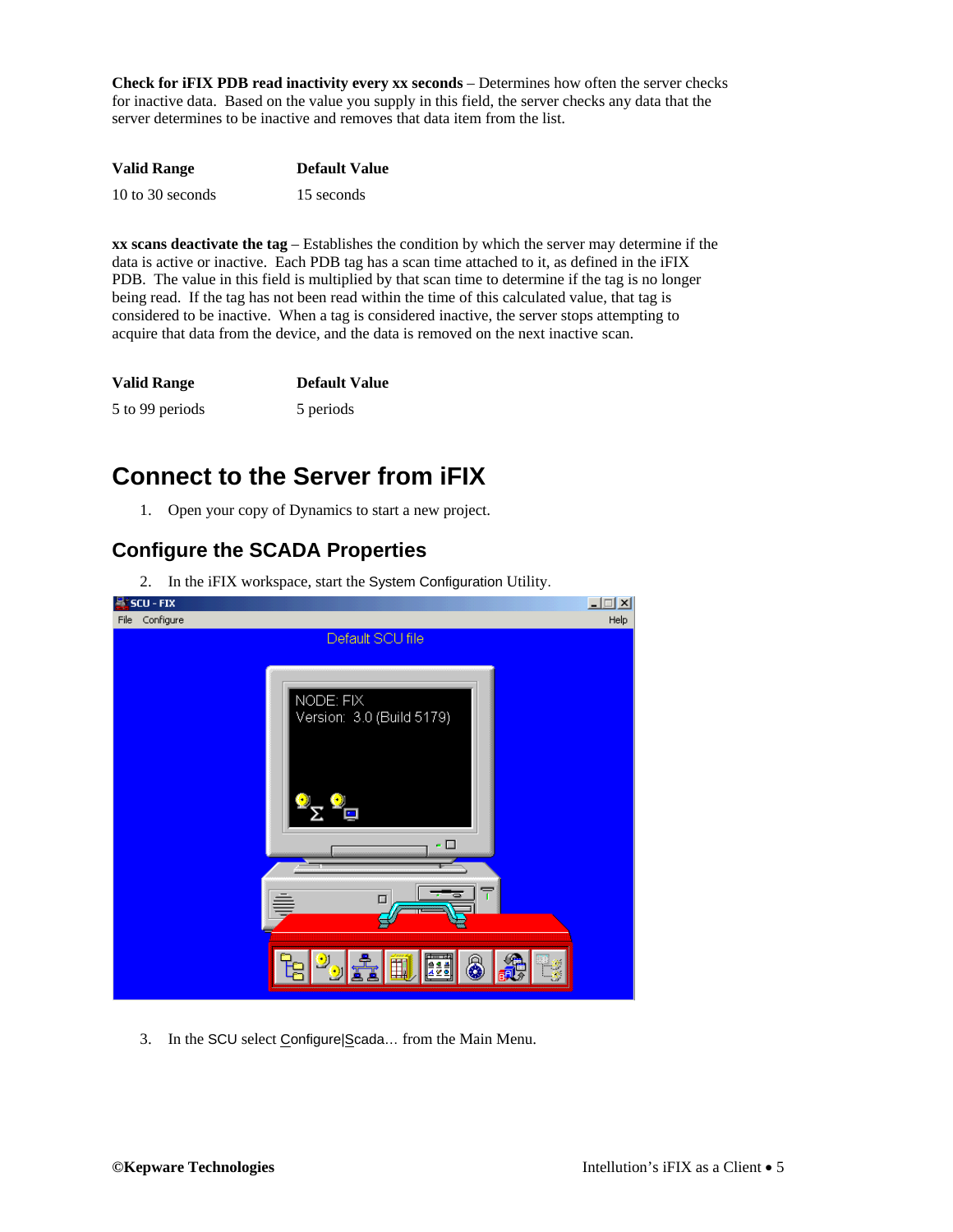**Check for iFIX PDB read inactivity every xx seconds** – Determines how often the server checks for inactive data. Based on the value you supply in this field, the server checks any data that the server determines to be inactive and removes that data item from the list.

| Valid Range | Default Value |
|---|---|
| 10 to 30 seconds | 15 seconds |

**xx scans deactivate the tag** – Establishes the condition by which the server may determine if the data is active or inactive. Each PDB tag has a scan time attached to it, as defined in the iFIX PDB. The value in this field is multiplied by that scan time to determine if the tag is no longer being read. If the tag has not been read within the time of this calculated value, that tag is considered to be inactive. When a tag is considered inactive, the server stops attempting to acquire that data from the device, and the data is removed on the next inactive scan.

| Valid Range | Default Value |
|---|---|
| 5 to 99 periods | 5 periods |

# Connect to the Server from iFIX

1. Open your copy of Dynamics to start a new project.

## Configure the SCADA Properties

2. In the iFIX workspace, start the System Configuration Utility.

3. In the SCU select Configure|Scada… from the Main Menu.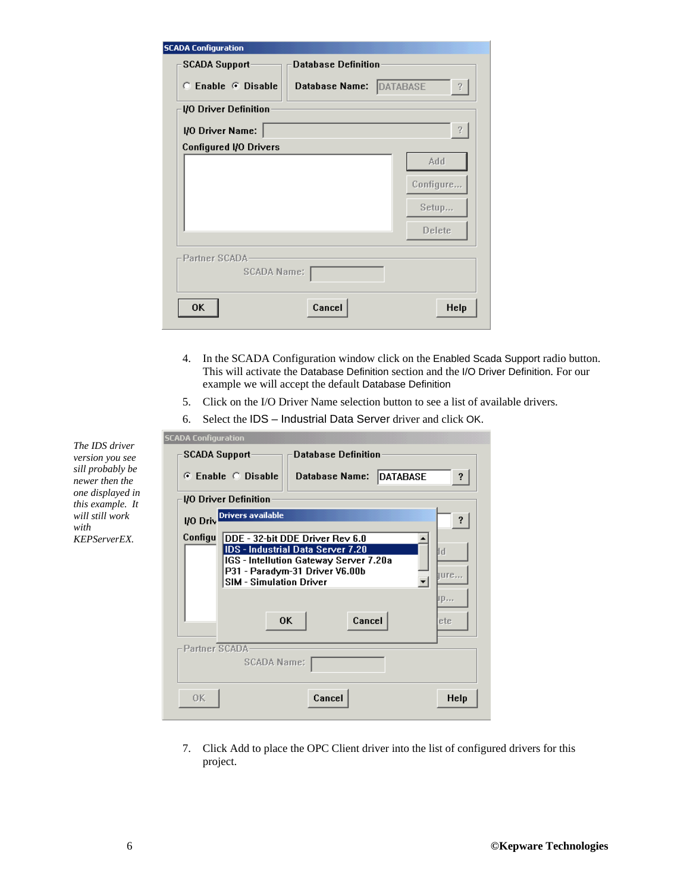4. In the SCADA Configuration window click on the Enabled Scada Support radio button. This will activate the Database Definition section and the I/O Driver Definition. For our example we will accept the default Database Definition
5. Click on the I/O Driver Name selection button to see a list of available drivers.
6. Select the IDS – Industrial Data Server driver and click OK.

*The IDS driver version you see sill probably be newer then the one displayed in this example. It will still work with KEPServerEX.*

7. Click Add to place the OPC Client driver into the list of configured drivers for this project.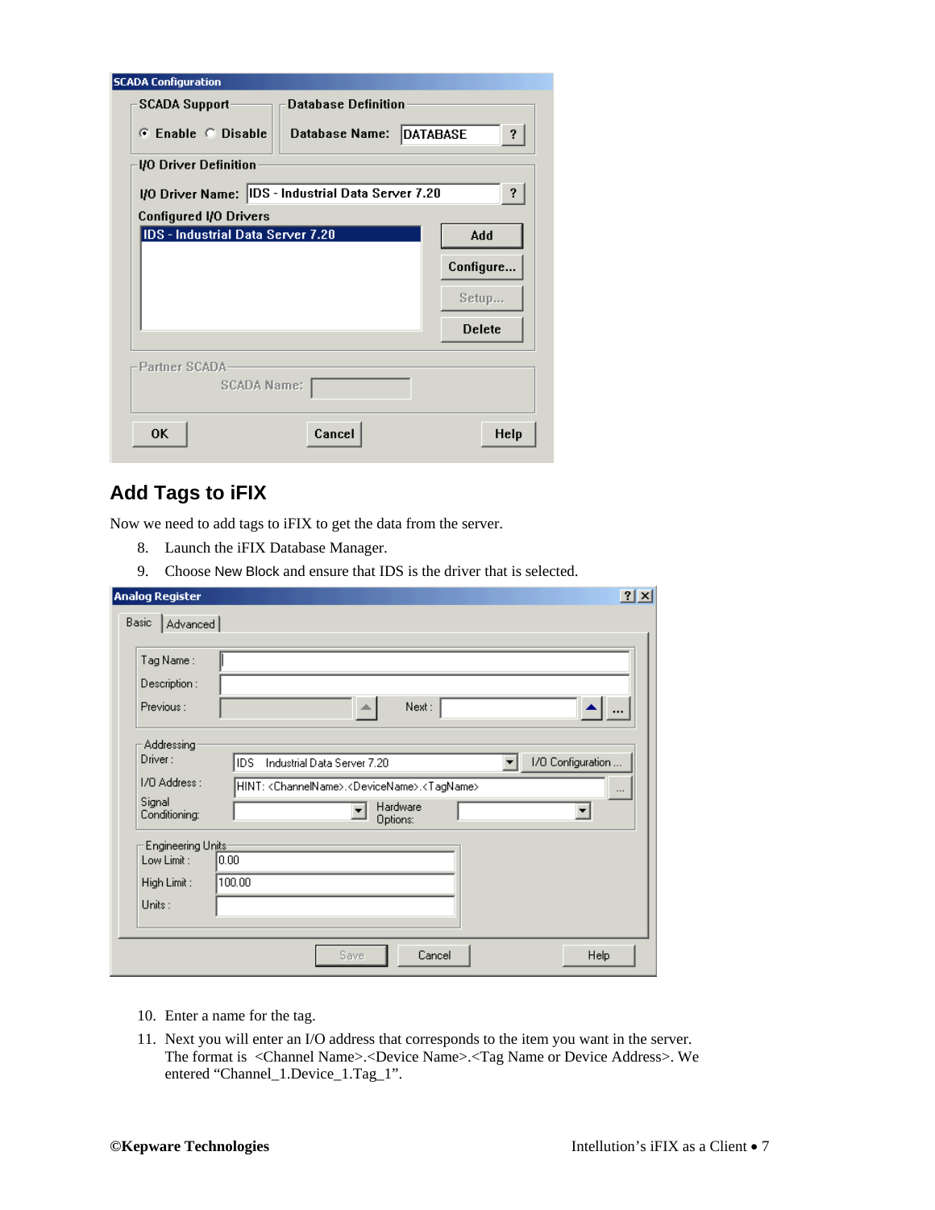## Add Tags to iFIX

Now we need to add tags to iFIX to get the data from the server.

8. Launch the iFIX Database Manager.
9. Choose New Block and ensure that IDS is the driver that is selected.

10. Enter a name for the tag.
11. Next you will enter an I/O address that corresponds to the item you want in the server. The format is <Channel Name>.<Device Name>.<Tag Name or Device Address>. We entered "Channel_1.Device_1.Tag_1".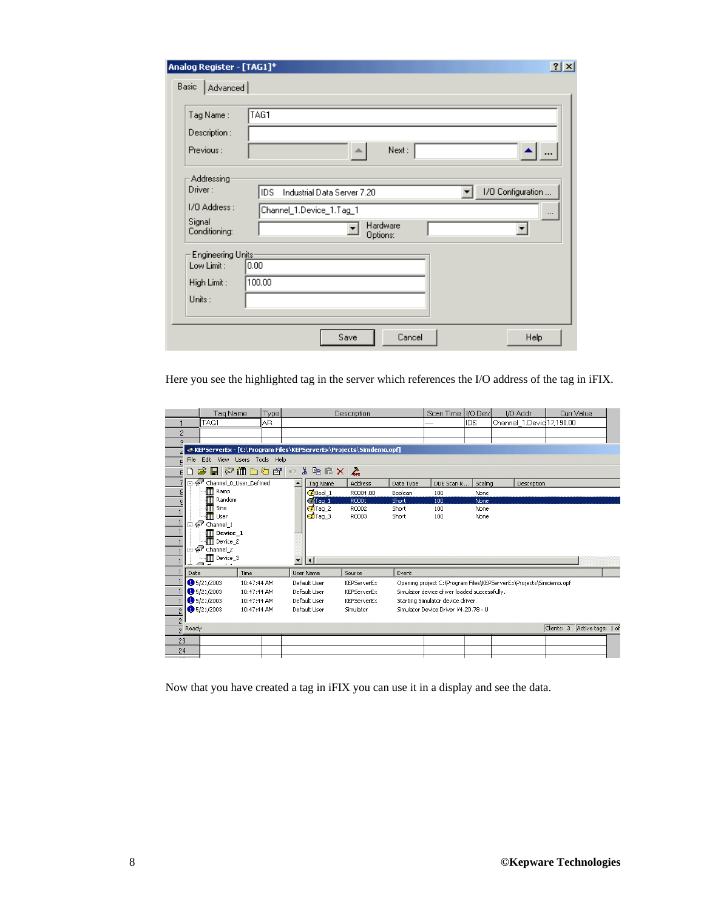Here you see the highlighted tag in the server which references the I/O address of the tag in iFIX.

Now that you have created a tag in iFIX you can use it in a display and see the data.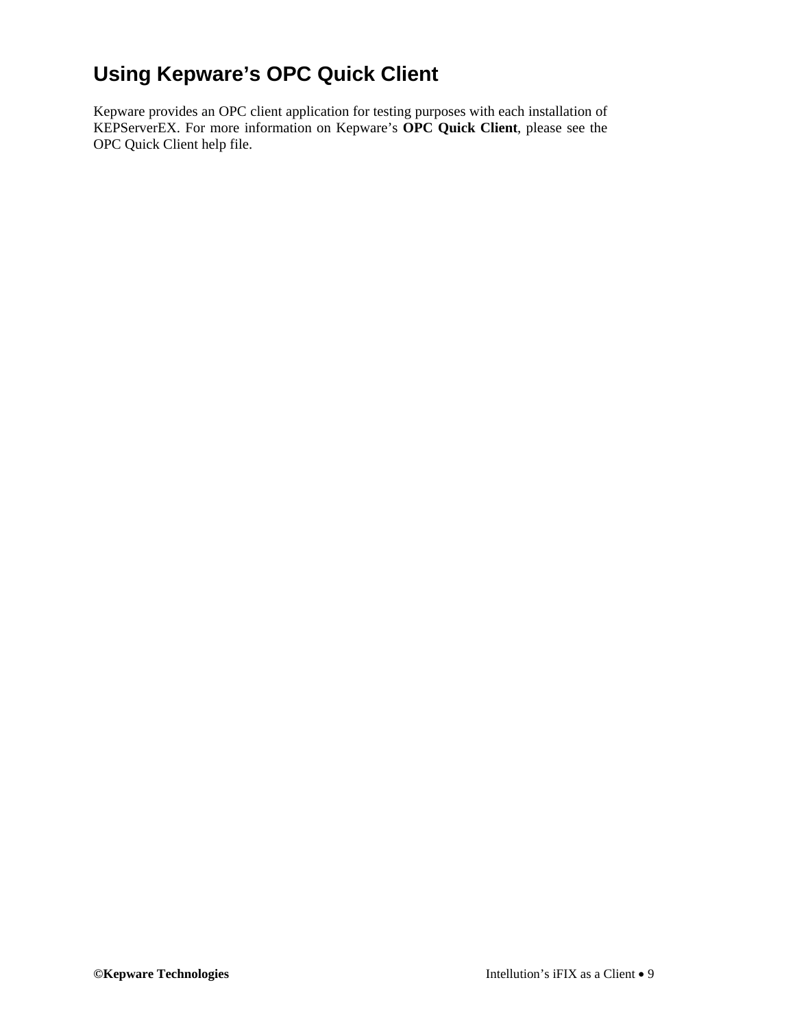# Using Kepware's OPC Quick Client

Kepware provides an OPC client application for testing purposes with each installation of KEPServerEX. For more information on Kepware's **OPC Quick Client**, please see the OPC Quick Client help file.